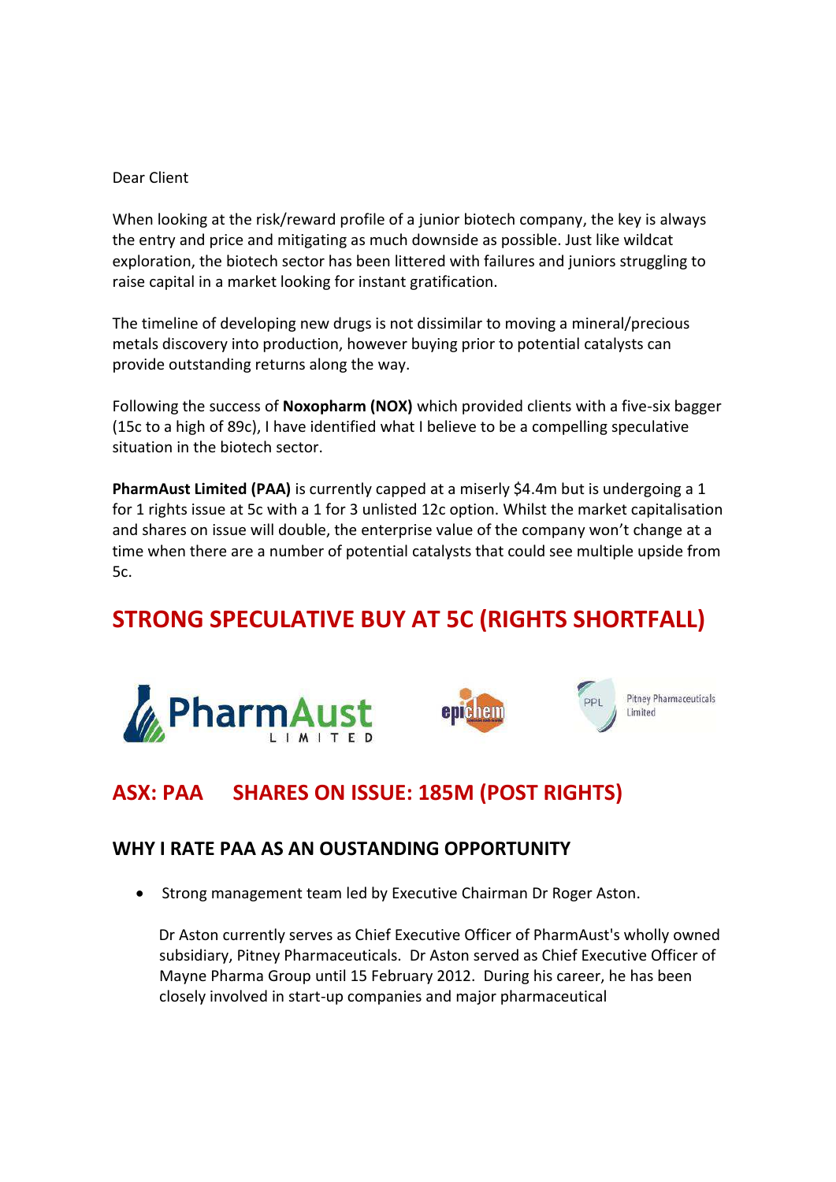Dear Client

When looking at the risk/reward profile of a junior biotech company, the key is always the entry and price and mitigating as much downside as possible. Just like wildcat exploration, the biotech sector has been littered with failures and juniors struggling to raise capital in a market looking for instant gratification.

The timeline of developing new drugs is not dissimilar to moving a mineral/precious metals discovery into production, however buying prior to potential catalysts can provide outstanding returns along the way.

Following the success of **Noxopharm (NOX)** which provided clients with a five-six bagger (15c to a high of 89c), I have identified what I believe to be a compelling speculative situation in the biotech sector.

**PharmAust Limited (PAA)** is currently capped at a miserly $4.4m but is undergoing a 1 for 1 rights issue at 5c with a 1 for 3 unlisted 12c option. Whilst the market capitalisation and shares on issue will double, the enterprise value of the company won't change at a time when there are a number of potential catalysts that could see multiple upside from 5c.

## STRONG SPECULATIVE BUY AT 5C (RIGHTS SHORTFALL)

PharmAust LIMITED

epichem

PPL Pitney Pharmaceuticals Limited

## ASX: PAA SHARES ON ISSUE: 185M (POST RIGHTS)

### WHY I RATE PAA AS AN OUSTANDING OPPORTUNITY

- Strong management team led by Executive Chairman Dr Roger Aston.

  Dr Aston currently serves as Chief Executive Officer of PharmAust's wholly owned subsidiary, Pitney Pharmaceuticals. Dr Aston served as Chief Executive Officer of Mayne Pharma Group until 15 February 2012. During his career, he has been closely involved in start-up companies and major pharmaceutical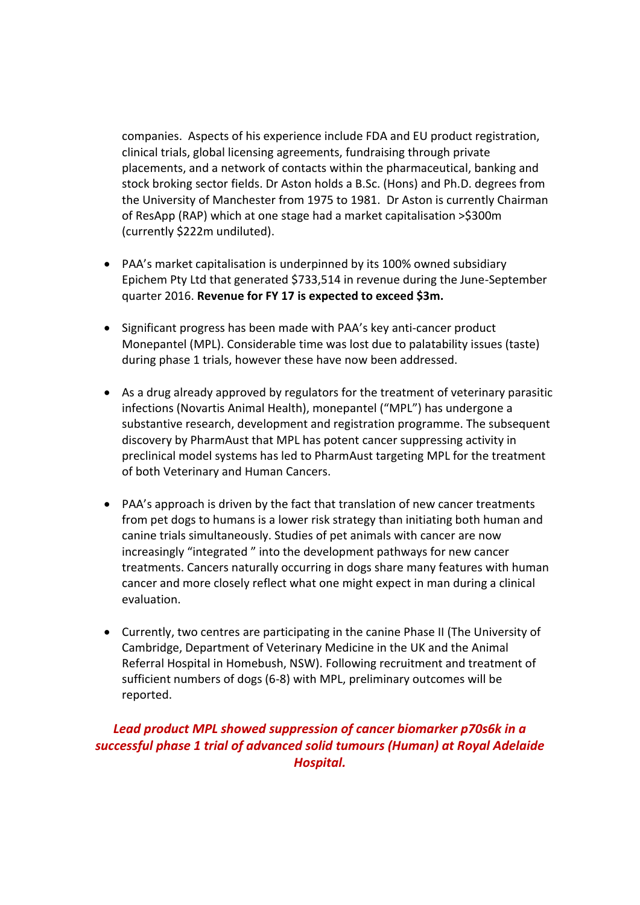companies. Aspects of his experience include FDA and EU product registration, clinical trials, global licensing agreements, fundraising through private placements, and a network of contacts within the pharmaceutical, banking and stock broking sector fields. Dr Aston holds a B.Sc. (Hons) and Ph.D. degrees from the University of Manchester from 1975 to 1981. Dr Aston is currently Chairman of ResApp (RAP) which at one stage had a market capitalisation >$300m (currently $222m undiluted).

- PAA's market capitalisation is underpinned by its 100% owned subsidiary Epichem Pty Ltd that generated $733,514 in revenue during the June-September quarter 2016. **Revenue for FY 17 is expected to exceed $3m.**

- Significant progress has been made with PAA's key anti-cancer product Monepantel (MPL). Considerable time was lost due to palatability issues (taste) during phase 1 trials, however these have now been addressed.

- As a drug already approved by regulators for the treatment of veterinary parasitic infections (Novartis Animal Health), monepantel ("MPL") has undergone a substantive research, development and registration programme. The subsequent discovery by PharmAust that MPL has potent cancer suppressing activity in preclinical model systems has led to PharmAust targeting MPL for the treatment of both Veterinary and Human Cancers.

- PAA's approach is driven by the fact that translation of new cancer treatments from pet dogs to humans is a lower risk strategy than initiating both human and canine trials simultaneously. Studies of pet animals with cancer are now increasingly "integrated " into the development pathways for new cancer treatments. Cancers naturally occurring in dogs share many features with human cancer and more closely reflect what one might expect in man during a clinical evaluation.

- Currently, two centres are participating in the canine Phase II (The University of Cambridge, Department of Veterinary Medicine in the UK and the Animal Referral Hospital in Homebush, NSW). Following recruitment and treatment of sufficient numbers of dogs (6-8) with MPL, preliminary outcomes will be reported.

***Lead product MPL showed suppression of cancer biomarker p70s6k in a successful phase 1 trial of advanced solid tumours (Human) at Royal Adelaide Hospital.***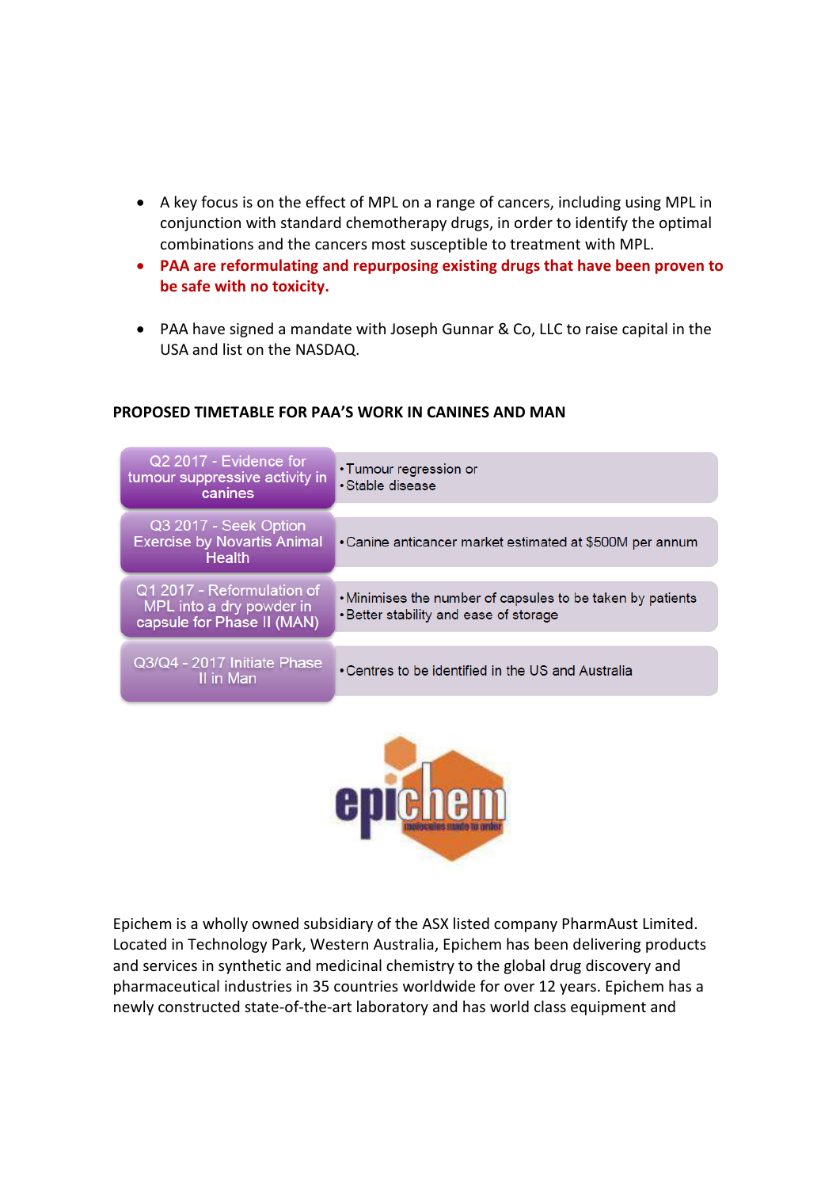- A key focus is on the effect of MPL on a range of cancers, including using MPL in conjunction with standard chemotherapy drugs, in order to identify the optimal combinations and the cancers most susceptible to treatment with MPL.
- **PAA are reformulating and repurposing existing drugs that have been proven to be safe with no toxicity.**

- PAA have signed a mandate with Joseph Gunnar & Co, LLC to raise capital in the USA and list on the NASDAQ.

**PROPOSED TIMETABLE FOR PAA'S WORK IN CANINES AND MAN**

| | |
|---|---|
| Q2 2017 - Evidence for tumour suppressive activity in canines | • Tumour regression or<br>• Stable disease |
| Q3 2017 - Seek Option Exercise by Novartis Animal Health | • Canine anticancer market estimated at $500M per annum |
| Q1 2017 - Reformulation of MPL into a dry powder in capsule for Phase II (MAN) | • Minimises the number of capsules to be taken by patients<br>• Better stability and ease of storage |
| Q3/Q4 - 2017 Initiate Phase II in Man | • Centres to be identified in the US and Australia |

epichem
molecules made to order

Epichem is a wholly owned subsidiary of the ASX listed company PharmAust Limited. Located in Technology Park, Western Australia, Epichem has been delivering products and services in synthetic and medicinal chemistry to the global drug discovery and pharmaceutical industries in 35 countries worldwide for over 12 years. Epichem has a newly constructed state-of-the-art laboratory and has world class equipment and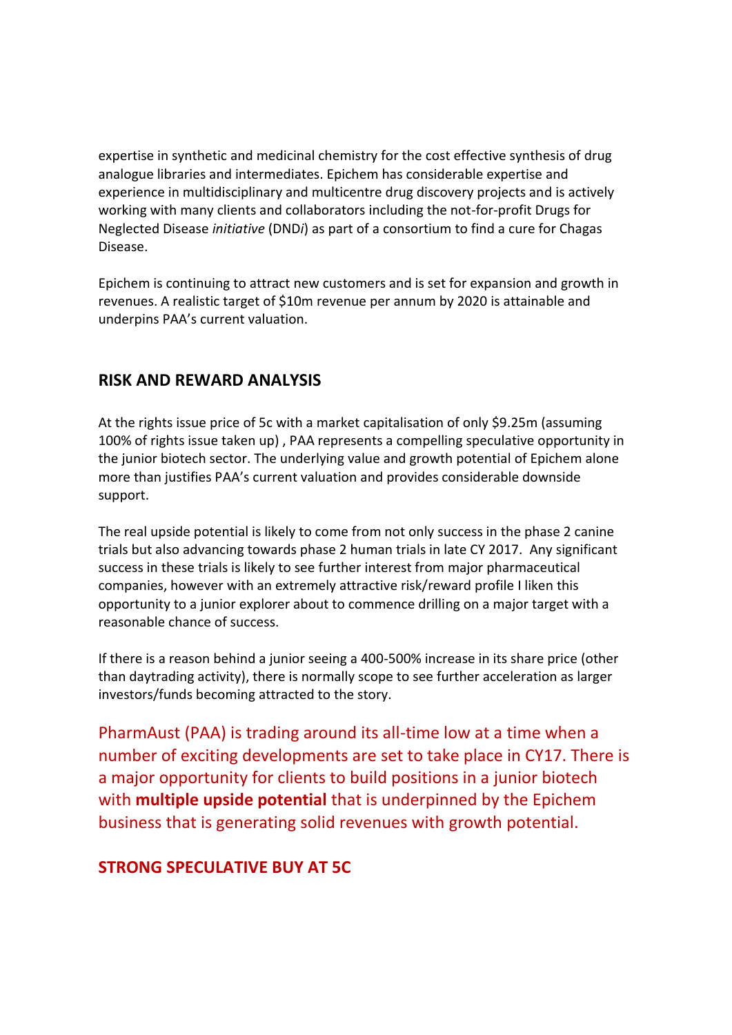expertise in synthetic and medicinal chemistry for the cost effective synthesis of drug analogue libraries and intermediates. Epichem has considerable expertise and experience in multidisciplinary and multicentre drug discovery projects and is actively working with many clients and collaborators including the not-for-profit Drugs for Neglected Disease *initiative* (DND*i*) as part of a consortium to find a cure for Chagas Disease.

Epichem is continuing to attract new customers and is set for expansion and growth in revenues. A realistic target of $10m revenue per annum by 2020 is attainable and underpins PAA's current valuation.

## RISK AND REWARD ANALYSIS

At the rights issue price of 5c with a market capitalisation of only $9.25m (assuming 100% of rights issue taken up) , PAA represents a compelling speculative opportunity in the junior biotech sector. The underlying value and growth potential of Epichem alone more than justifies PAA's current valuation and provides considerable downside support.

The real upside potential is likely to come from not only success in the phase 2 canine trials but also advancing towards phase 2 human trials in late CY 2017. Any significant success in these trials is likely to see further interest from major pharmaceutical companies, however with an extremely attractive risk/reward profile I liken this opportunity to a junior explorer about to commence drilling on a major target with a reasonable chance of success.

If there is a reason behind a junior seeing a 400-500% increase in its share price (other than daytrading activity), there is normally scope to see further acceleration as larger investors/funds becoming attracted to the story.

PharmAust (PAA) is trading around its all-time low at a time when a number of exciting developments are set to take place in CY17. There is a major opportunity for clients to build positions in a junior biotech with **multiple upside potential** that is underpinned by the Epichem business that is generating solid revenues with growth potential.

## STRONG SPECULATIVE BUY AT 5C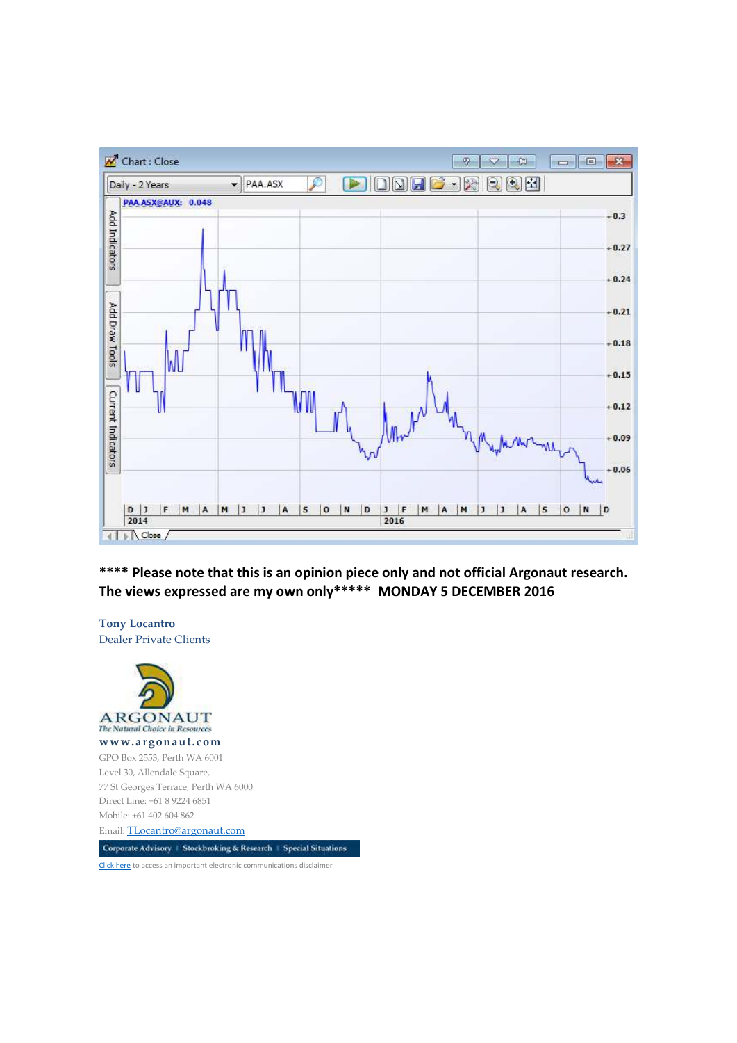Chart : Close

Daily - 2 Years

PAA.ASX

PAA.ASX@AUX: 0.048

0.3
0.27
0.24
0.21
0.18
0.15
0.12
0.09
0.06

D J F M A M J J A S O N D J F M A M J J A S O N D

2014

2016

Add Indicators

Add Draw Tools

Current Indicators

Close

**\*\*\*\* Please note that this is an opinion piece only and not official Argonaut research. The views expressed are my own only\*\*\*\*\* MONDAY 5 DECEMBER 2016**

**Tony Locantro**
Dealer Private Clients

ARGONAUT
*The Natural Choice in Resources*

[www.argonaut.com](http://www.argonaut.com)
GPO Box 2553, Perth WA 6001
Level 30, Allendale Square,
77 St Georges Terrace, Perth WA 6000
Direct Line: +61 8 9224 6851
Mobile: +61 402 604 862
Email: [TLocantro@argonaut.com](mailto:TLocantro@argonaut.com)

Corporate Advisory | Stockbroking & Research | Special Situations

Click here to access an important electronic communications disclaimer